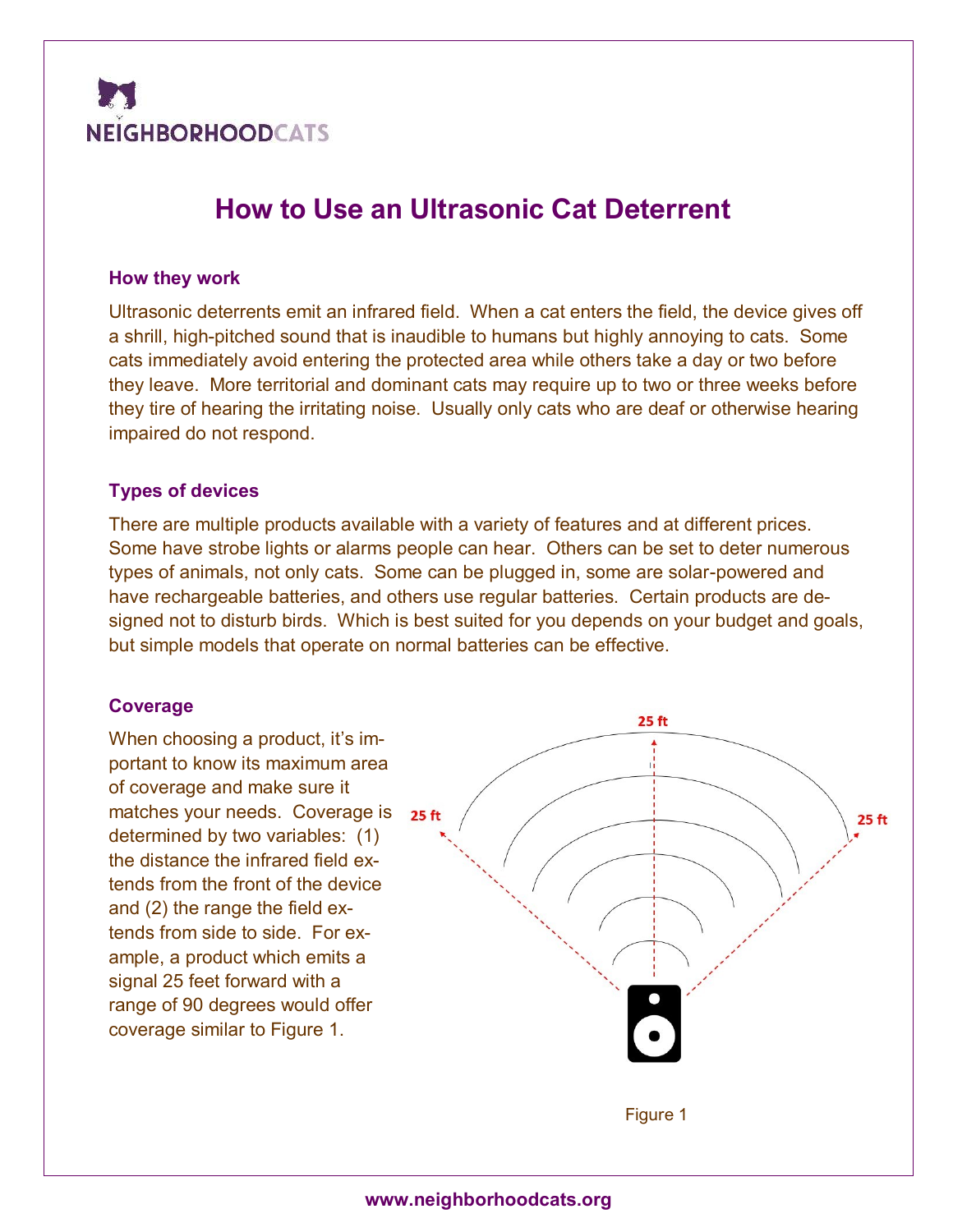NEIGHBORHOODCATS

# How to Use an Ultrasonic Cat Deterrent

### How they work

Ultrasonic deterrents emit an infrared field. When a cat enters the field, the device gives off a shrill, high-pitched sound that is inaudible to humans but highly annoying to cats. Some cats immediately avoid entering the protected area while others take a day or two before they leave. More territorial and dominant cats may require up to two or three weeks before they tire of hearing the irritating noise. Usually only cats who are deaf or otherwise hearing impaired do not respond.

### Types of devices

There are multiple products available with a variety of features and at different prices. Some have strobe lights or alarms people can hear. Others can be set to deter numerous types of animals, not only cats. Some can be plugged in, some are solar-powered and have rechargeable batteries, and others use regular batteries. Certain products are designed not to disturb birds. Which is best suited for you depends on your budget and goals, but simple models that operate on normal batteries can be effective.

### Coverage

When choosing a product, it's important to know its maximum area of coverage and make sure it matches your needs. Coverage is determined by two variables: (1) the distance the infrared field extends from the front of the device and (2) the range the field extends from side to side. For example, a product which emits a signal 25 feet forward with a range of 90 degrees would offer coverage similar to Figure 1.

25 ft

25 ft

25 ft

Figure 1

www.neighborhoodcats.org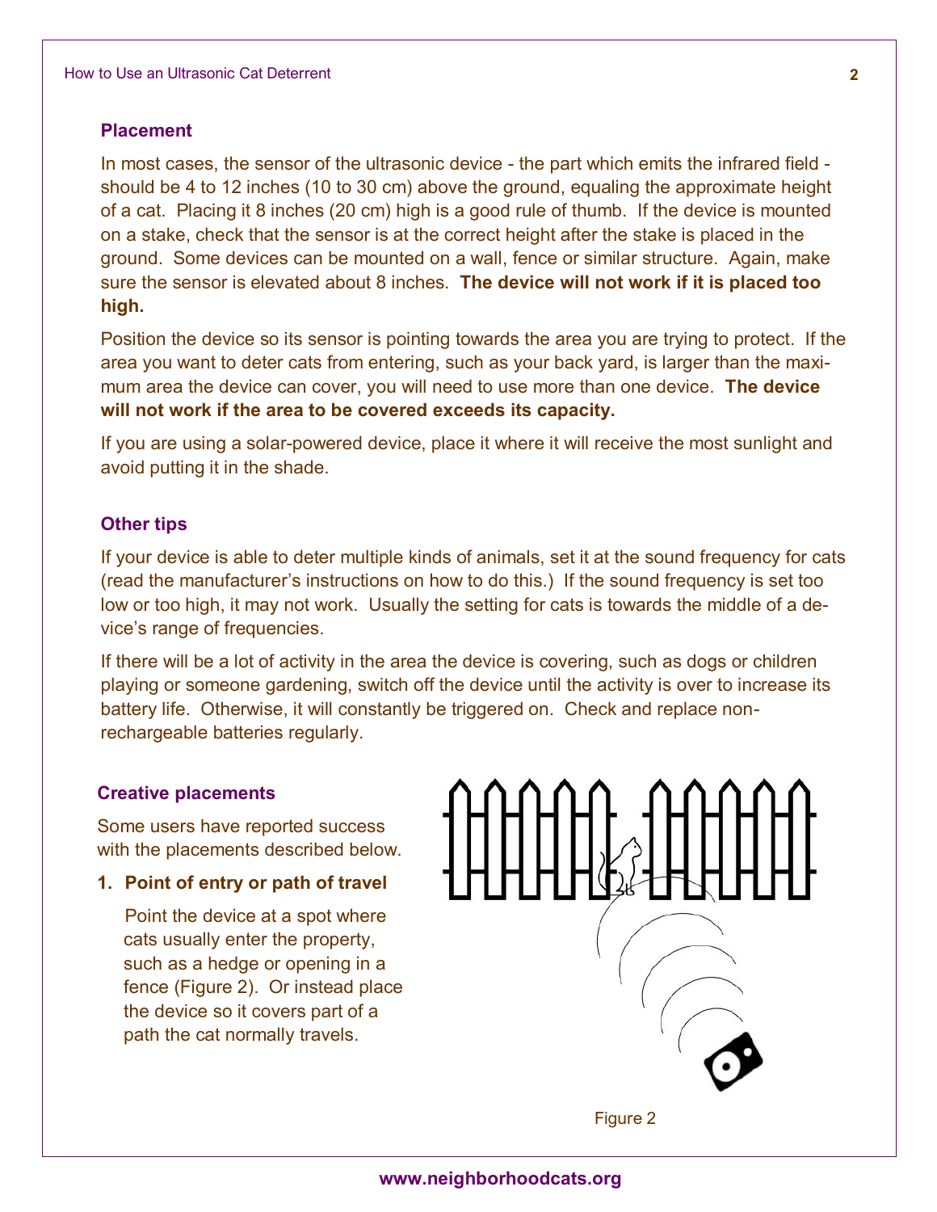## Placement

In most cases, the sensor of the ultrasonic device - the part which emits the infrared field - should be 4 to 12 inches (10 to 30 cm) above the ground, equaling the approximate height of a cat. Placing it 8 inches (20 cm) high is a good rule of thumb. If the device is mounted on a stake, check that the sensor is at the correct height after the stake is placed in the ground. Some devices can be mounted on a wall, fence or similar structure. Again, make sure the sensor is elevated about 8 inches. **The device will not work if it is placed too high.**

Position the device so its sensor is pointing towards the area you are trying to protect. If the area you want to deter cats from entering, such as your back yard, is larger than the maximum area the device can cover, you will need to use more than one device. **The device will not work if the area to be covered exceeds its capacity.**

If you are using a solar-powered device, place it where it will receive the most sunlight and avoid putting it in the shade.

## Other tips

If your device is able to deter multiple kinds of animals, set it at the sound frequency for cats (read the manufacturer's instructions on how to do this.) If the sound frequency is set too low or too high, it may not work. Usually the setting for cats is towards the middle of a device's range of frequencies.

If there will be a lot of activity in the area the device is covering, such as dogs or children playing or someone gardening, switch off the device until the activity is over to increase its battery life. Otherwise, it will constantly be triggered on. Check and replace non-rechargeable batteries regularly.

## Creative placements

Some users have reported success with the placements described below.

1. **Point of entry or path of travel**

   Point the device at a spot where cats usually enter the property, such as a hedge or opening in a fence (Figure 2). Or instead place the device so it covers part of a path the cat normally travels.

Figure 2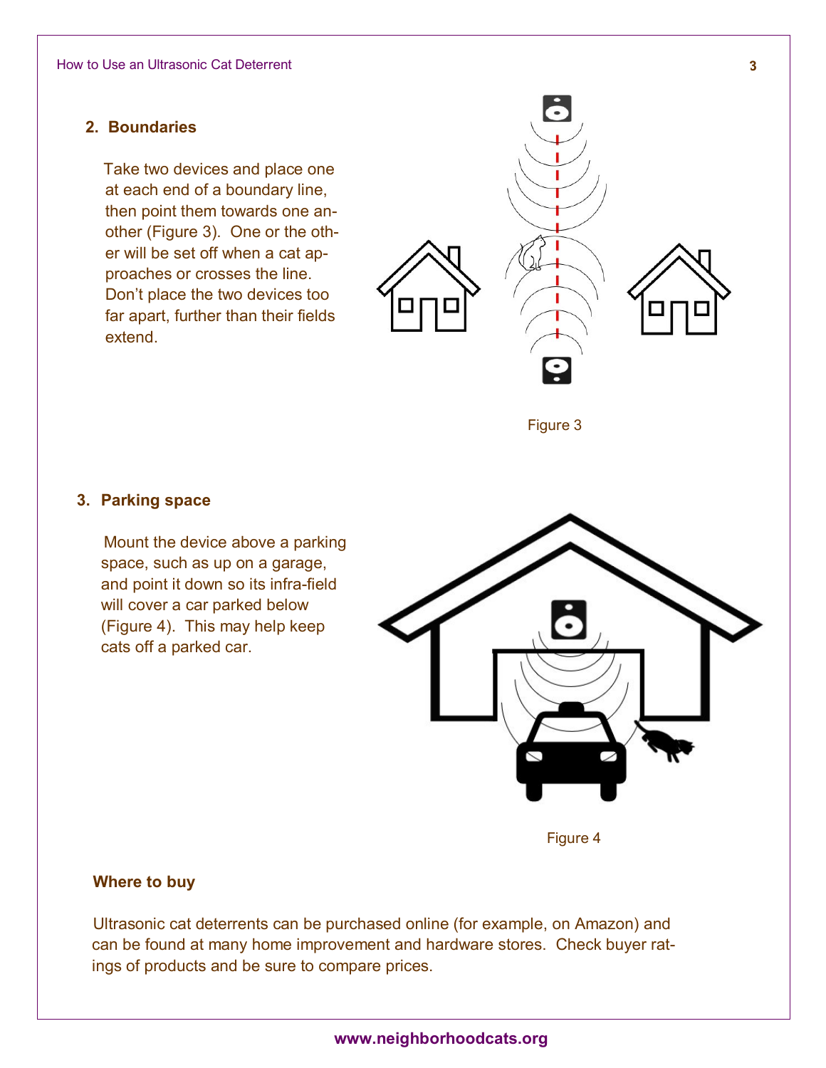## 2. Boundaries

Take two devices and place one at each end of a boundary line, then point them towards one another (Figure 3). One or the other will be set off when a cat approaches or crosses the line. Don't place the two devices too far apart, further than their fields extend.

Figure 3

## 3. Parking space

Mount the device above a parking space, such as up on a garage, and point it down so its infra-field will cover a car parked below (Figure 4). This may help keep cats off a parked car.

Figure 4

## Where to buy

Ultrasonic cat deterrents can be purchased online (for example, on Amazon) and can be found at many home improvement and hardware stores. Check buyer ratings of products and be sure to compare prices.